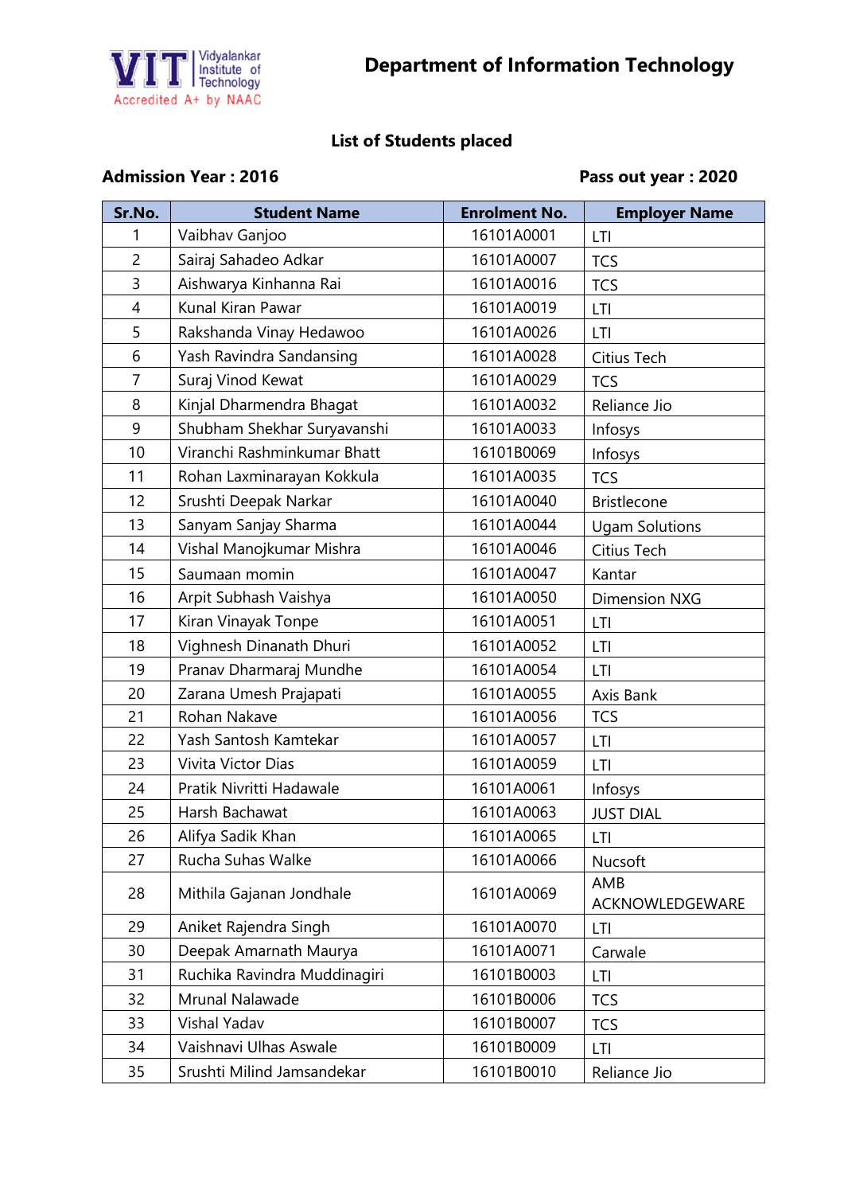# Department of Information Technology

Vidyalankar Institute of Technology
Accredited A+ by NAAC

## List of Students placed

**Admission Year : 2016** **Pass out year : 2020**

| Sr.No. | Student Name | Enrolment No. | Employer Name |
|---|---|---|---|
| 1 | Vaibhav Ganjoo | 16101A0001 | LTI |
| 2 | Sairaj Sahadeo Adkar | 16101A0007 | TCS |
| 3 | Aishwarya Kinhanna Rai | 16101A0016 | TCS |
| 4 | Kunal Kiran Pawar | 16101A0019 | LTI |
| 5 | Rakshanda Vinay Hedawoo | 16101A0026 | LTI |
| 6 | Yash Ravindra Sandansing | 16101A0028 | Citius Tech |
| 7 | Suraj Vinod Kewat | 16101A0029 | TCS |
| 8 | Kinjal Dharmendra Bhagat | 16101A0032 | Reliance Jio |
| 9 | Shubham Shekhar Suryavanshi | 16101A0033 | Infosys |
| 10 | Viranchi Rashminkumar Bhatt | 16101B0069 | Infosys |
| 11 | Rohan Laxminarayan Kokkula | 16101A0035 | TCS |
| 12 | Srushti Deepak Narkar | 16101A0040 | Bristlecone |
| 13 | Sanyam Sanjay Sharma | 16101A0044 | Ugam Solutions |
| 14 | Vishal Manojkumar Mishra | 16101A0046 | Citius Tech |
| 15 | Saumaan momin | 16101A0047 | Kantar |
| 16 | Arpit Subhash Vaishya | 16101A0050 | Dimension NXG |
| 17 | Kiran Vinayak Tonpe | 16101A0051 | LTI |
| 18 | Vighnesh Dinanath Dhuri | 16101A0052 | LTI |
| 19 | Pranav Dharmaraj Mundhe | 16101A0054 | LTI |
| 20 | Zarana Umesh Prajapati | 16101A0055 | Axis Bank |
| 21 | Rohan Nakave | 16101A0056 | TCS |
| 22 | Yash Santosh Kamtekar | 16101A0057 | LTI |
| 23 | Vivita Victor Dias | 16101A0059 | LTI |
| 24 | Pratik Nivritti Hadawale | 16101A0061 | Infosys |
| 25 | Harsh Bachawat | 16101A0063 | JUST DIAL |
| 26 | Alifya Sadik Khan | 16101A0065 | LTI |
| 27 | Rucha Suhas Walke | 16101A0066 | Nucsoft |
| 28 | Mithila Gajanan Jondhale | 16101A0069 | AMB ACKNOWLEDGEWARE |
| 29 | Aniket Rajendra Singh | 16101A0070 | LTI |
| 30 | Deepak Amarnath Maurya | 16101A0071 | Carwale |
| 31 | Ruchika Ravindra Muddinagiri | 16101B0003 | LTI |
| 32 | Mrunal Nalawade | 16101B0006 | TCS |
| 33 | Vishal Yadav | 16101B0007 | TCS |
| 34 | Vaishnavi Ulhas Aswale | 16101B0009 | LTI |
| 35 | Srushti Milind Jamsandekar | 16101B0010 | Reliance Jio |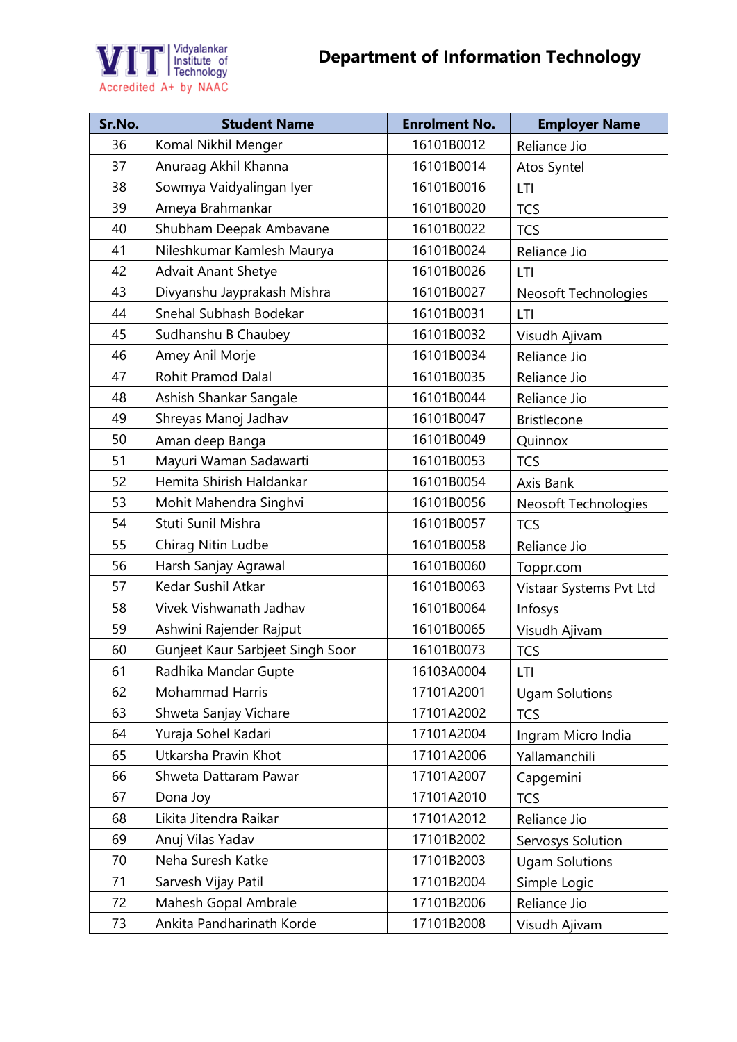# Department of Information Technology

Vidyalankar Institute of Technology
Accredited A+ by NAAC

| Sr.No. | Student Name | Enrolment No. | Employer Name |
|---|---|---|---|
| 36 | Komal Nikhil Menger | 16101B0012 | Reliance Jio |
| 37 | Anuraag Akhil Khanna | 16101B0014 | Atos Syntel |
| 38 | Sowmya Vaidyalingan Iyer | 16101B0016 | LTI |
| 39 | Ameya Brahmankar | 16101B0020 | TCS |
| 40 | Shubham Deepak Ambavane | 16101B0022 | TCS |
| 41 | Nileshkumar Kamlesh Maurya | 16101B0024 | Reliance Jio |
| 42 | Advait Anant Shetye | 16101B0026 | LTI |
| 43 | Divyanshu Jayprakash Mishra | 16101B0027 | Neosoft Technologies |
| 44 | Snehal Subhash Bodekar | 16101B0031 | LTI |
| 45 | Sudhanshu B Chaubey | 16101B0032 | Visudh Ajivam |
| 46 | Amey Anil Morje | 16101B0034 | Reliance Jio |
| 47 | Rohit Pramod Dalal | 16101B0035 | Reliance Jio |
| 48 | Ashish Shankar Sangale | 16101B0044 | Reliance Jio |
| 49 | Shreyas Manoj Jadhav | 16101B0047 | Bristlecone |
| 50 | Aman deep Banga | 16101B0049 | Quinnox |
| 51 | Mayuri Waman Sadawarti | 16101B0053 | TCS |
| 52 | Hemita Shirish Haldankar | 16101B0054 | Axis Bank |
| 53 | Mohit Mahendra Singhvi | 16101B0056 | Neosoft Technologies |
| 54 | Stuti Sunil Mishra | 16101B0057 | TCS |
| 55 | Chirag Nitin Ludbe | 16101B0058 | Reliance Jio |
| 56 | Harsh Sanjay Agrawal | 16101B0060 | Toppr.com |
| 57 | Kedar Sushil Atkar | 16101B0063 | Vistaar Systems Pvt Ltd |
| 58 | Vivek Vishwanath Jadhav | 16101B0064 | Infosys |
| 59 | Ashwini Rajender Rajput | 16101B0065 | Visudh Ajivam |
| 60 | Gunjeet Kaur Sarbjeet Singh Soor | 16101B0073 | TCS |
| 61 | Radhika Mandar Gupte | 16103A0004 | LTI |
| 62 | Mohammad Harris | 17101A2001 | Ugam Solutions |
| 63 | Shweta Sanjay Vichare | 17101A2002 | TCS |
| 64 | Yuraja Sohel Kadari | 17101A2004 | Ingram Micro India |
| 65 | Utkarsha Pravin Khot | 17101A2006 | Yallamanchili |
| 66 | Shweta Dattaram Pawar | 17101A2007 | Capgemini |
| 67 | Dona Joy | 17101A2010 | TCS |
| 68 | Likita Jitendra Raikar | 17101A2012 | Reliance Jio |
| 69 | Anuj Vilas Yadav | 17101B2002 | Servosys Solution |
| 70 | Neha Suresh Katke | 17101B2003 | Ugam Solutions |
| 71 | Sarvesh Vijay Patil | 17101B2004 | Simple Logic |
| 72 | Mahesh Gopal Ambrale | 17101B2006 | Reliance Jio |
| 73 | Ankita Pandharinath Korde | 17101B2008 | Visudh Ajivam |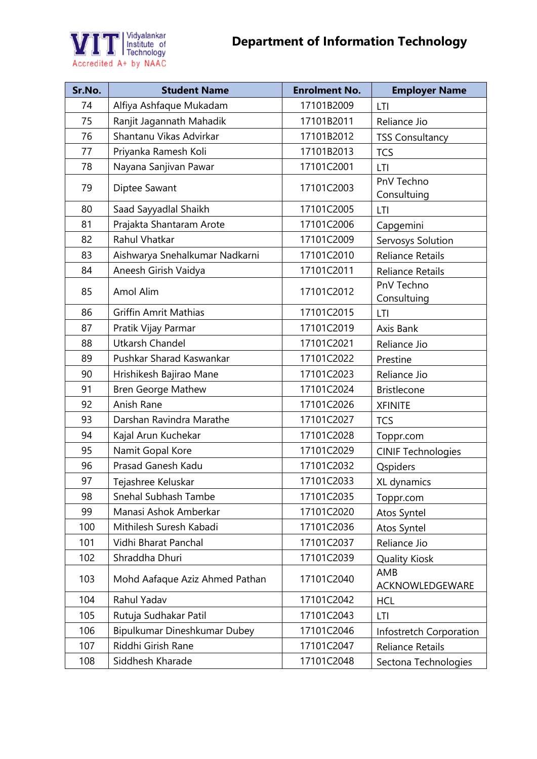# Department of Information Technology

| Sr.No. | Student Name | Enrolment No. | Employer Name |
|---|---|---|---|
| 74 | Alfiya Ashfaque Mukadam | 17101B2009 | LTI |
| 75 | Ranjit Jagannath Mahadik | 17101B2011 | Reliance Jio |
| 76 | Shantanu Vikas Advirkar | 17101B2012 | TSS Consultancy |
| 77 | Priyanka Ramesh Koli | 17101B2013 | TCS |
| 78 | Nayana Sanjivan Pawar | 17101C2001 | LTI |
| 79 | Diptee Sawant | 17101C2003 | PnV Techno Consultuing |
| 80 | Saad Sayyadlal Shaikh | 17101C2005 | LTI |
| 81 | Prajakta Shantaram Arote | 17101C2006 | Capgemini |
| 82 | Rahul Vhatkar | 17101C2009 | Servosys Solution |
| 83 | Aishwarya Snehalkumar Nadkarni | 17101C2010 | Reliance Retails |
| 84 | Aneesh Girish Vaidya | 17101C2011 | Reliance Retails |
| 85 | Amol Alim | 17101C2012 | PnV Techno Consultuing |
| 86 | Griffin Amrit Mathias | 17101C2015 | LTI |
| 87 | Pratik Vijay Parmar | 17101C2019 | Axis Bank |
| 88 | Utkarsh Chandel | 17101C2021 | Reliance Jio |
| 89 | Pushkar Sharad Kaswankar | 17101C2022 | Prestine |
| 90 | Hrishikesh Bajirao Mane | 17101C2023 | Reliance Jio |
| 91 | Bren George Mathew | 17101C2024 | Bristlecone |
| 92 | Anish Rane | 17101C2026 | XFINITE |
| 93 | Darshan Ravindra Marathe | 17101C2027 | TCS |
| 94 | Kajal Arun Kuchekar | 17101C2028 | Toppr.com |
| 95 | Namit Gopal Kore | 17101C2029 | CINIF Technologies |
| 96 | Prasad Ganesh Kadu | 17101C2032 | Qspiders |
| 97 | Tejashree Keluskar | 17101C2033 | XL dynamics |
| 98 | Snehal Subhash Tambe | 17101C2035 | Toppr.com |
| 99 | Manasi Ashok Amberkar | 17101C2020 | Atos Syntel |
| 100 | Mithilesh Suresh Kabadi | 17101C2036 | Atos Syntel |
| 101 | Vidhi Bharat Panchal | 17101C2037 | Reliance Jio |
| 102 | Shraddha Dhuri | 17101C2039 | Quality Kiosk |
| 103 | Mohd Aafaque Aziz Ahmed Pathan | 17101C2040 | AMB ACKNOWLEDGEWARE |
| 104 | Rahul Yadav | 17101C2042 | HCL |
| 105 | Rutuja Sudhakar Patil | 17101C2043 | LTI |
| 106 | Bipulkumar Dineshkumar Dubey | 17101C2046 | Infostretch Corporation |
| 107 | Riddhi Girish Rane | 17101C2047 | Reliance Retails |
| 108 | Siddhesh Kharade | 17101C2048 | Sectona Technologies |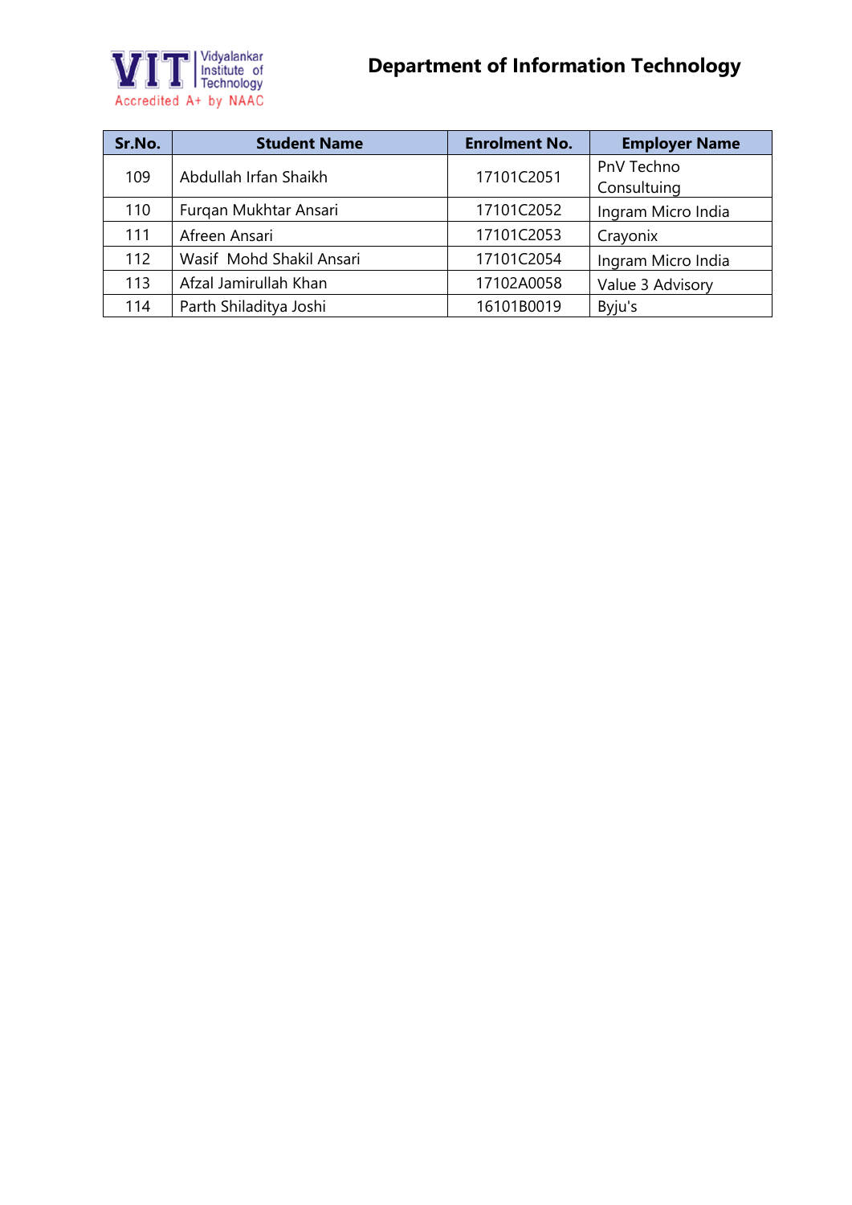| Sr.No. | Student Name | Enrolment No. | Employer Name |
|---|---|---|---|
| 109 | Abdullah Irfan Shaikh | 17101C2051 | PnV Techno Consultuing |
| 110 | Furqan Mukhtar Ansari | 17101C2052 | Ingram Micro India |
| 111 | Afreen Ansari | 17101C2053 | Crayonix |
| 112 | Wasif Mohd Shakil Ansari | 17101C2054 | Ingram Micro India |
| 113 | Afzal Jamirullah Khan | 17102A0058 | Value 3 Advisory |
| 114 | Parth Shiladitya Joshi | 16101B0019 | Byju's |